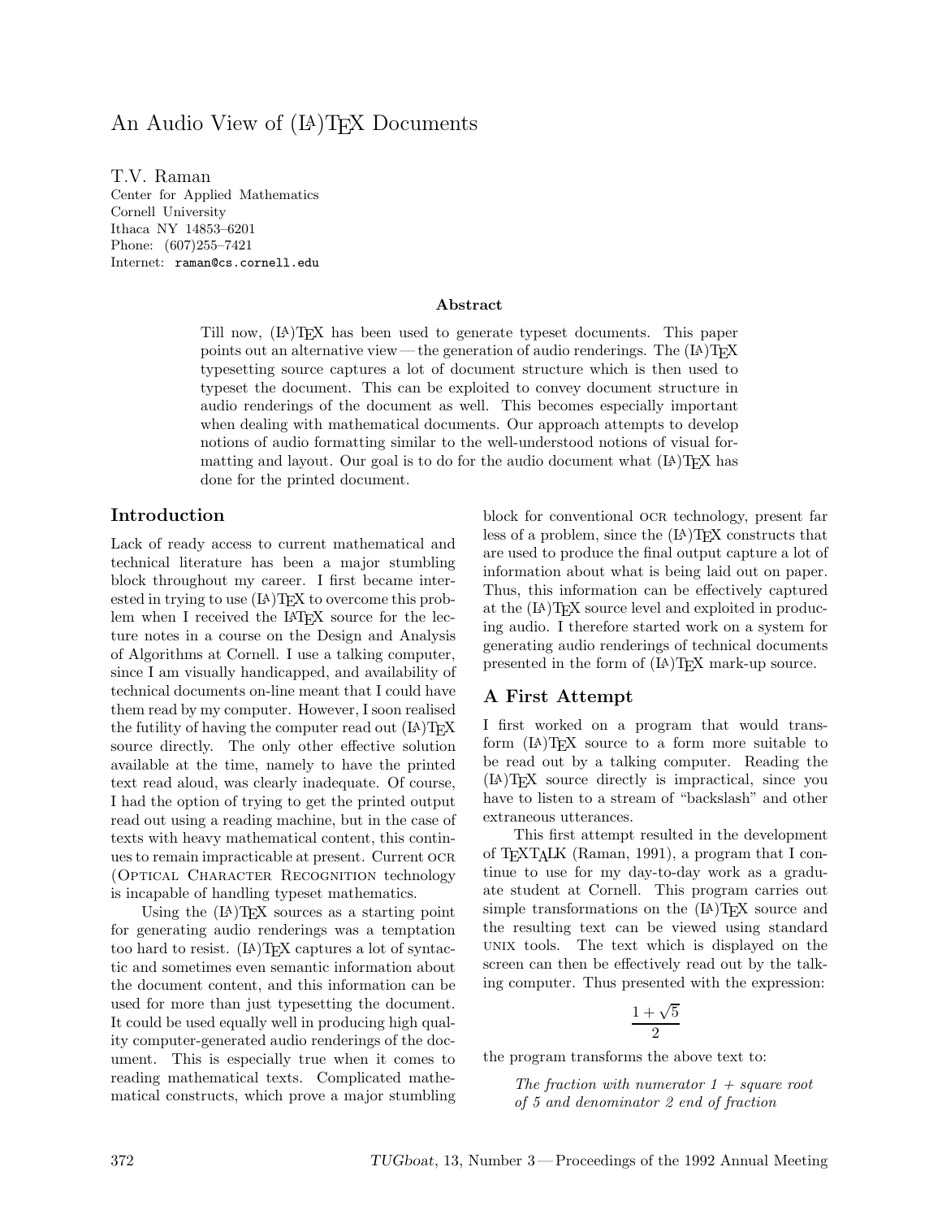# An Audio View of (LA)TEX Documents

T.V. Raman
Center for Applied Mathematics
Cornell University
Ithaca NY 14853–6201
Phone: (607)255–7421
Internet: raman@cs.cornell.edu

### Abstract

Till now, (LA)TEX has been used to generate typeset documents. This paper points out an alternative view — the generation of audio renderings. The (LA)TEX typesetting source captures a lot of document structure which is then used to typeset the document. This can be exploited to convey document structure in audio renderings of the document as well. This becomes especially important when dealing with mathematical documents. Our approach attempts to develop notions of audio formatting similar to the well-understood notions of visual formatting and layout. Our goal is to do for the audio document what (LA)TEX has done for the printed document.

## Introduction

Lack of ready access to current mathematical and technical literature has been a major stumbling block throughout my career. I first became interested in trying to use (LA)TEX to overcome this problem when I received the LATEX source for the lecture notes in a course on the Design and Analysis of Algorithms at Cornell. I use a talking computer, since I am visually handicapped, and availability of technical documents on-line meant that I could have them read by my computer. However, I soon realised the futility of having the computer read out (LA)TEX source directly. The only other effective solution available at the time, namely to have the printed text read aloud, was clearly inadequate. Of course, I had the option of trying to get the printed output read out using a reading machine, but in the case of texts with heavy mathematical content, this continues to remain impracticable at present. Current OCR (Optical Character Recognition technology is incapable of handling typeset mathematics.

Using the (LA)TEX sources as a starting point for generating audio renderings was a temptation too hard to resist. (LA)TEX captures a lot of syntactic and sometimes even semantic information about the document content, and this information can be used for more than just typesetting the document. It could be used equally well in producing high quality computer-generated audio renderings of the document. This is especially true when it comes to reading mathematical texts. Complicated mathematical constructs, which prove a major stumbling block for conventional OCR technology, present far less of a problem, since the (LA)TEX constructs that are used to produce the final output capture a lot of information about what is being laid out on paper. Thus, this information can be effectively captured at the (LA)TEX source level and exploited in producing audio. I therefore started work on a system for generating audio renderings of technical documents presented in the form of (LA)TEX mark-up source.

## A First Attempt

I first worked on a program that would transform (LA)TEX source to a form more suitable to be read out by a talking computer. Reading the (LA)TEX source directly is impractical, since you have to listen to a stream of "backslash" and other extraneous utterances.

This first attempt resulted in the development of TEXTALK (Raman, 1991), a program that I continue to use for my day-to-day work as a graduate student at Cornell. This program carries out simple transformations on the (LA)TEX source and the resulting text can be viewed using standard UNIX tools. The text which is displayed on the screen can then be effectively read out by the talking computer. Thus presented with the expression:

$$\frac{1+\sqrt{5}}{2}$$

the program transforms the above text to:

> *The fraction with numerator 1 + square root of 5 and denominator 2 end of fraction*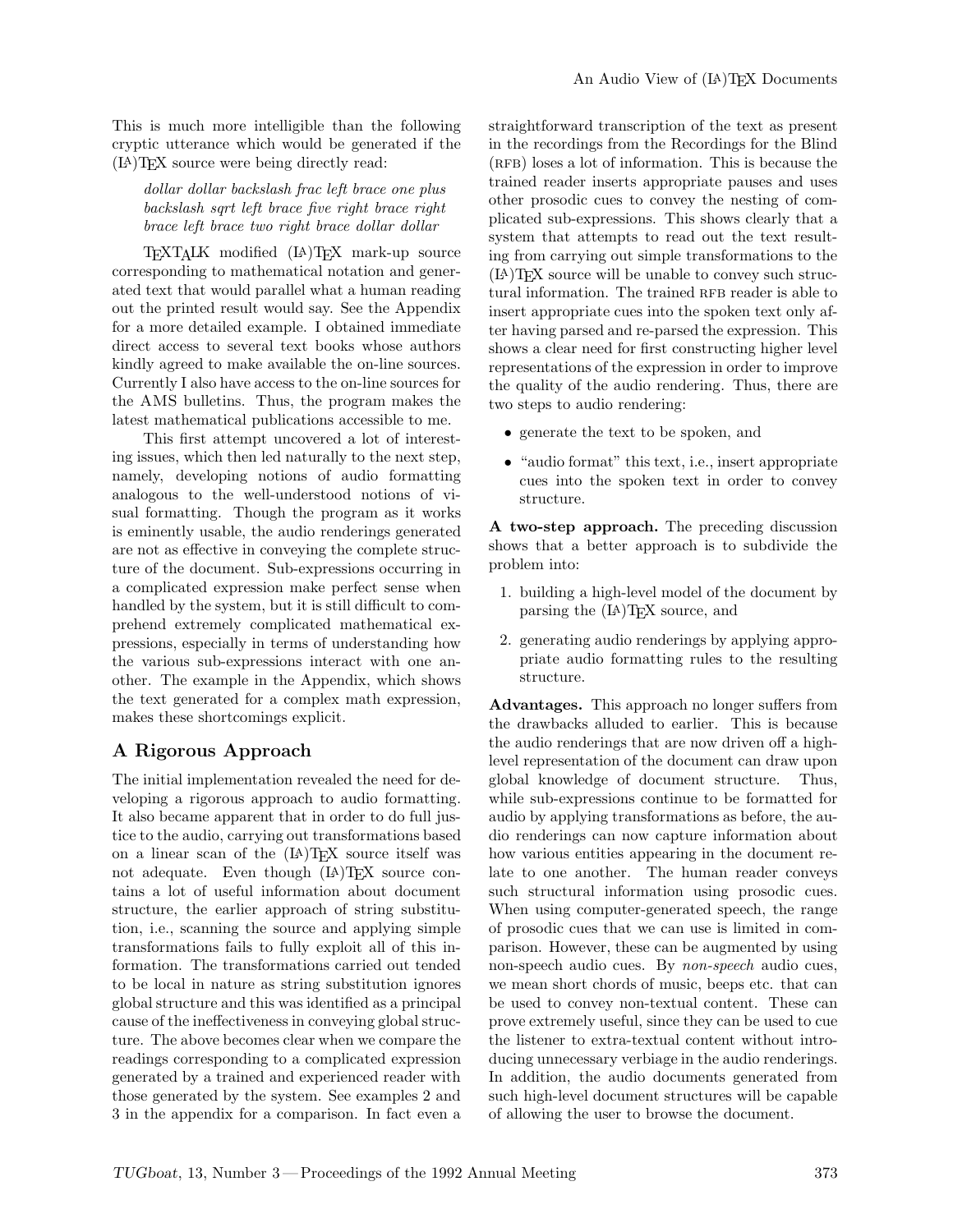This is much more intelligible than the following cryptic utterance which would be generated if the (LA)TEX source were being directly read:

> *dollar dollar backslash frac left brace one plus backslash sqrt left brace five right brace right brace left brace two right brace dollar dollar*

TEXTALK modified (LA)TEX mark-up source corresponding to mathematical notation and generated text that would parallel what a human reading out the printed result would say. See the Appendix for a more detailed example. I obtained immediate direct access to several text books whose authors kindly agreed to make available the on-line sources. Currently I also have access to the on-line sources for the AMS bulletins. Thus, the program makes the latest mathematical publications accessible to me.

This first attempt uncovered a lot of interesting issues, which then led naturally to the next step, namely, developing notions of audio formatting analogous to the well-understood notions of visual formatting. Though the program as it works is eminently usable, the audio renderings generated are not as effective in conveying the complete structure of the document. Sub-expressions occurring in a complicated expression make perfect sense when handled by the system, but it is still difficult to comprehend extremely complicated mathematical expressions, especially in terms of understanding how the various sub-expressions interact with one another. The example in the Appendix, which shows the text generated for a complex math expression, makes these shortcomings explicit.

## A Rigorous Approach

The initial implementation revealed the need for developing a rigorous approach to audio formatting. It also became apparent that in order to do full justice to the audio, carrying out transformations based on a linear scan of the (LA)TEX source itself was not adequate. Even though (LA)TEX source contains a lot of useful information about document structure, the earlier approach of string substitution, i.e., scanning the source and applying simple transformations fails to fully exploit all of this information. The transformations carried out tended to be local in nature as string substitution ignores global structure and this was identified as a principal cause of the ineffectiveness in conveying global structure. The above becomes clear when we compare the readings corresponding to a complicated expression generated by a trained and experienced reader with those generated by the system. See examples 2 and 3 in the appendix for a comparison. In fact even a straightforward transcription of the text as present in the Recordings from the Recordings for the Blind (RFB) loses a lot of information. This is because the trained reader inserts appropriate pauses and uses other prosodic cues to convey the nesting of complicated sub-expressions. This shows clearly that a system that attempts to read out the text resulting from carrying out simple transformations to the (LA)TEX source will be unable to convey such structural information. The trained RFB reader is able to insert appropriate cues into the spoken text only after having parsed and re-parsed the expression. This shows a clear need for first constructing higher level representations of the expression in order to improve the quality of the audio rendering. Thus, there are two steps to audio rendering:

- generate the text to be spoken, and
- "audio format" this text, i.e., insert appropriate cues into the spoken text in order to convey structure.

**A two-step approach.** The preceding discussion shows that a better approach is to subdivide the problem into:

1. building a high-level model of the document by parsing the (LA)TEX source, and
2. generating audio renderings by applying appropriate audio formatting rules to the resulting structure.

**Advantages.** This approach no longer suffers from the drawbacks alluded to earlier. This is because the audio renderings that are now driven off a high-level representation of the document can draw upon global knowledge of document structure. Thus, while sub-expressions continue to be formatted for audio by applying transformations as before, the audio renderings can now capture information about how various entities appearing in the document relate to one another. The human reader conveys such structural information using prosodic cues. When using computer-generated speech, the range of prosodic cues that we can use is limited in comparison. However, these can be augmented by using non-speech audio cues. By *non-speech* audio cues, we mean short chords of music, beeps etc. that can be used to convey non-textual content. These can prove extremely useful, since they can be used to cue the listener to extra-textual content without introducing unnecessary verbiage in the audio renderings. In addition, the audio documents generated from such high-level document structures will be capable of allowing the user to browse the document.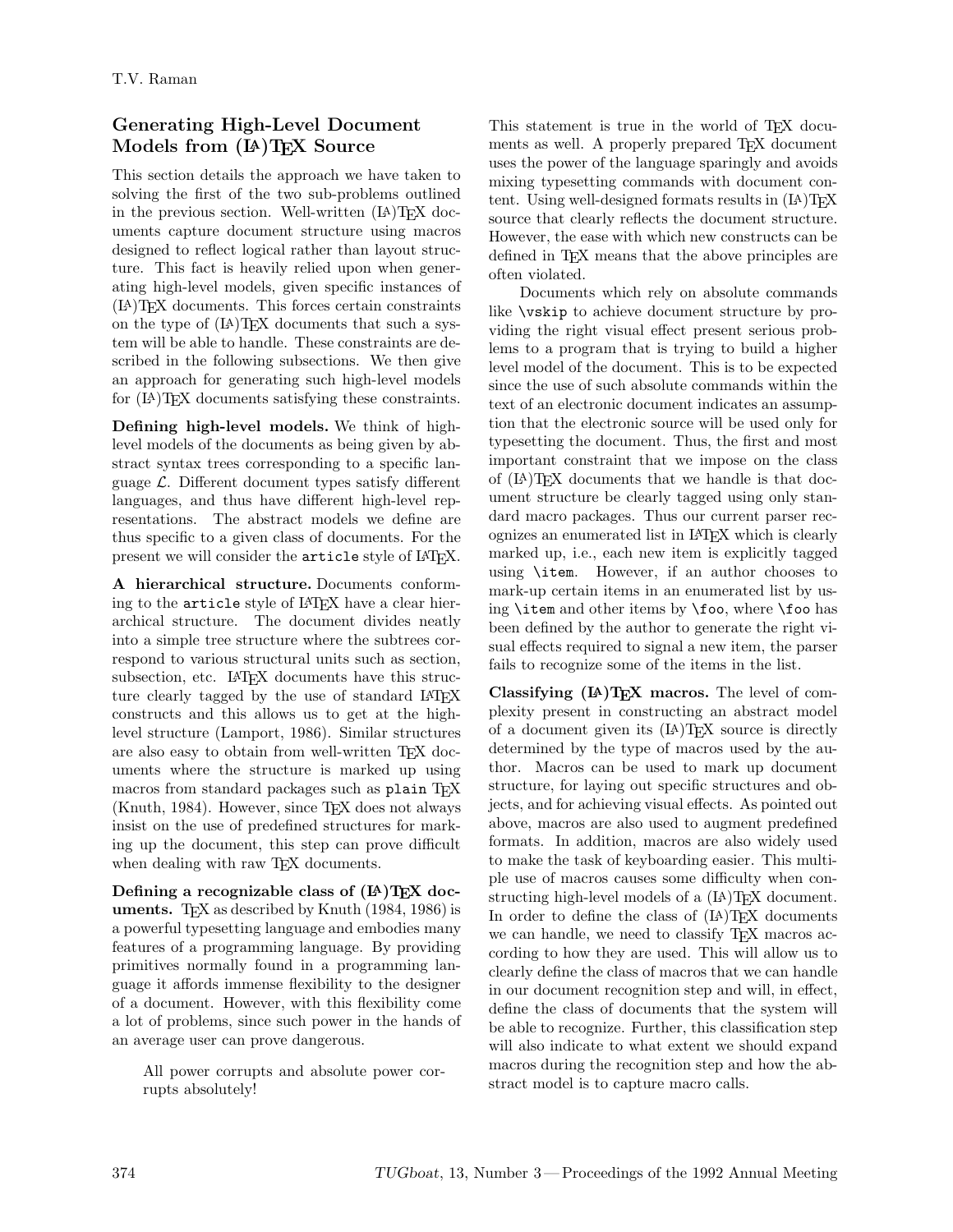## Generating High-Level Document Models from (LA)TEX Source

This section details the approach we have taken to solving the first of the two sub-problems outlined in the previous section. Well-written (LA)TEX documents capture document structure using macros designed to reflect logical rather than layout structure. This fact is heavily relied upon when generating high-level models, given specific instances of (LA)TEX documents. This forces certain constraints on the type of (LA)TEX documents that such a system will be able to handle. These constraints are described in the following subsections. We then give an approach for generating such high-level models for (LA)TEX documents satisfying these constraints.

**Defining high-level models.** We think of high-level models of the documents as being given by abstract syntax trees corresponding to a specific language $\mathcal{L}$. Different document types satisfy different languages, and thus have different high-level representations. The abstract models we define are thus specific to a given class of documents. For the present we will consider the `article` style of LATEX.

**A hierarchical structure.** Documents conforming to the `article` style of LATEX have a clear hierarchical structure. The document divides neatly into a simple tree structure where the subtrees correspond to various structural units such as section, subsection, etc. LATEX documents have this structure clearly tagged by the use of standard LATEX constructs and this allows us to get at the high-level structure (Lamport, 1986). Similar structures are also easy to obtain from well-written TEX documents where the structure is marked up using macros from standard packages such as `plain` TEX (Knuth, 1984). However, since TEX does not always insist on the use of predefined structures for marking up the document, this step can prove difficult when dealing with raw TEX documents.

**Defining a recognizable class of (LA)TEX documents.** TEX as described by Knuth (1984, 1986) is a powerful typesetting language and embodies many features of a programming language. By providing primitives normally found in a programming language it affords immense flexibility to the designer of a document. However, with this flexibility come a lot of problems, since such power in the hands of an average user can prove dangerous.

> All power corrupts and absolute power corrupts absolutely!

This statement is true in the world of TEX documents as well. A properly prepared TEX document uses the power of the language sparingly and avoids mixing typesetting commands with document content. Using well-designed formats results in (LA)TEX source that clearly reflects the document structure. However, the ease with which new constructs can be defined in TEX means that the above principles are often violated.

Documents which rely on absolute commands like `\vskip` to achieve document structure by providing the right visual effect present serious problems to a program that is trying to build a higher level model of the document. This is to be expected since the use of such absolute commands within the text of an electronic document indicates an assumption that the electronic source will be used only for typesetting the document. Thus, the first and most important constraint that we impose on the class of (LA)TEX documents that we handle is that document structure be clearly tagged using only standard macro packages. Thus our current parser recognizes an enumerated list in LATEX which is clearly marked up, i.e., each new item is explicitly tagged using `\item`. However, if an author chooses to mark-up certain items in an enumerated list by using `\item` and other items by `\foo`, where `\foo` has been defined by the author to generate the right visual effects required to signal a new item, the parser fails to recognize some of the items in the list.

**Classifying (LA)TEX macros.** The level of complexity present in constructing an abstract model of a document given its (LA)TEX source is directly determined by the type of macros used by the author. Macros can be used to mark up document structure, for laying out specific structures and objects, and for achieving visual effects. As pointed out above, macros are also used to augment predefined formats. In addition, macros are also widely used to make the task of keyboarding easier. This multiple use of macros causes some difficulty when constructing high-level models of a (LA)TEX document. In order to define the class of (LA)TEX documents we can handle, we need to classify TEX macros according to how they are used. This will allow us to clearly define the class of macros that we can handle in our document recognition step and will, in effect, define the class of documents that the system will be able to recognize. Further, this classification step will also indicate to what extent we should expand macros during the recognition step and how the abstract model is to capture macro calls.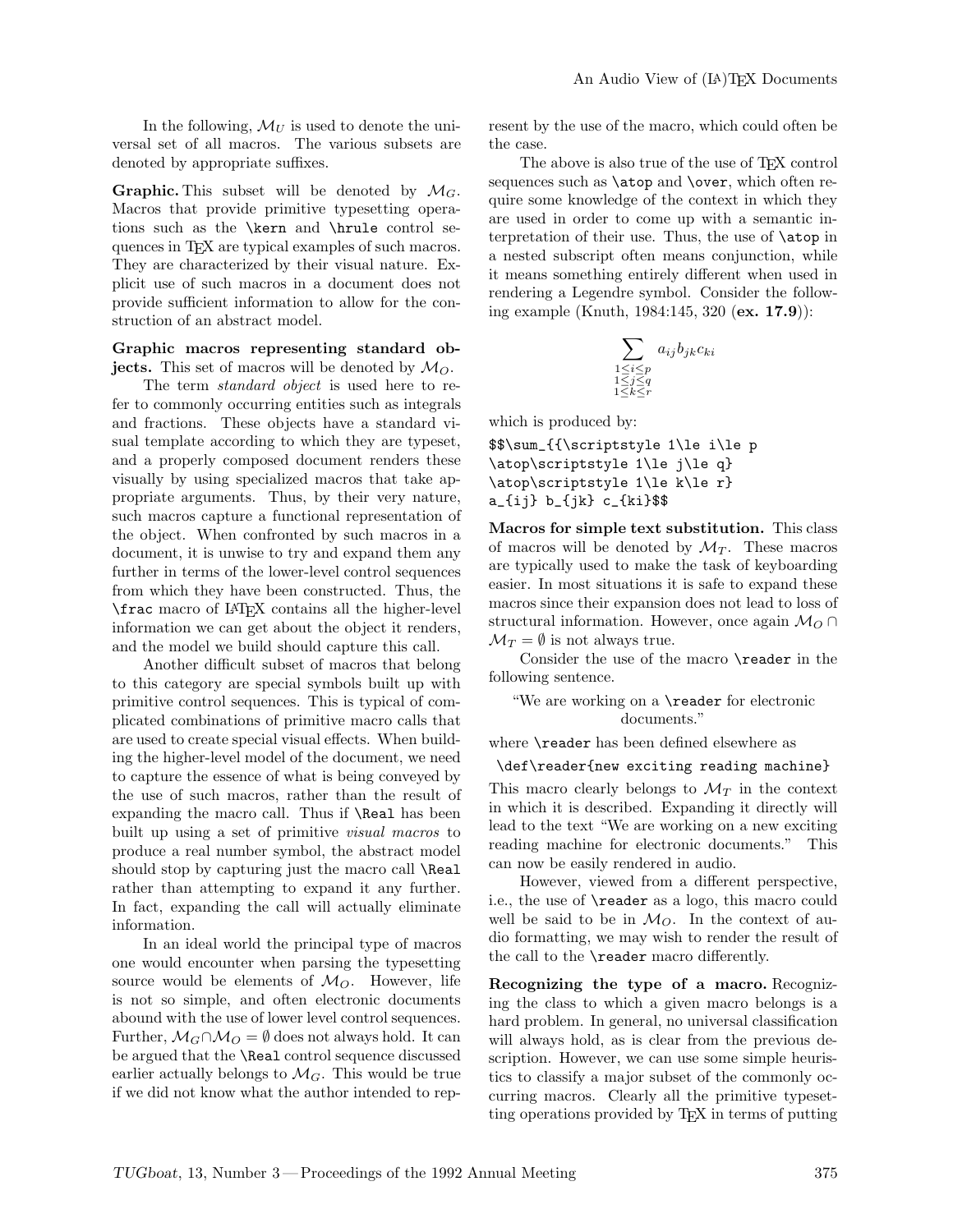In the following, $\mathcal{M}_U$ is used to denote the universal set of all macros. The various subsets are denoted by appropriate suffixes.

**Graphic.** This subset will be denoted by $\mathcal{M}_G$. Macros that provide primitive typesetting operations such as the `\kern` and `\hrule` control sequences in TeX are typical examples of such macros. They are characterized by their visual nature. Explicit use of such macros in a document does not provide sufficient information to allow for the construction of an abstract model.

**Graphic macros representing standard objects.** This set of macros will be denoted by $\mathcal{M}_O$.

The term *standard object* is used here to refer to commonly occurring entities such as integrals and fractions. These objects have a standard visual template according to which they are typeset, and a properly composed document renders these visually by using specialized macros that take appropriate arguments. Thus, by their very nature, such macros capture a functional representation of the object. When confronted by such macros in a document, it is unwise to try and expand them any further in terms of the lower-level control sequences from which they have been constructed. Thus, the `\frac` macro of LaTeX contains all the higher-level information we can get about the object it renders, and the model we build should capture this call.

Another difficult subset of macros that belong to this category are special symbols built up with primitive control sequences. This is typical of complicated combinations of primitive macro calls that are used to create special visual effects. When building the higher-level model of the document, we need to capture the essence of what is being conveyed by the use of such macros, rather than the result of expanding the macro call. Thus if `\Real` has been built up using a set of primitive *visual macros* to produce a real number symbol, the abstract model should stop by capturing just the macro call `\Real` rather than attempting to expand it any further. In fact, expanding the call will actually eliminate information.

In an ideal world the principal type of macros one would encounter when parsing the typesetting source would be elements of $\mathcal{M}_O$. However, life is not so simple, and often electronic documents abound with the use of lower level control sequences. Further, $\mathcal{M}_G \cap \mathcal{M}_O = \emptyset$ does not always hold. It can be argued that the `\Real` control sequence discussed earlier actually belongs to $\mathcal{M}_G$. This would be true if we did not know what the author intended to represent by the use of the macro, which could often be the case.

The above is also true of the use of TeX control sequences such as `\atop` and `\over`, which often require some knowledge of the context in which they are used in order to come up with a semantic interpretation of their use. Thus, the use of `\atop` in a nested subscript often means conjunction, while it means something entirely different when used in rendering a Legendre symbol. Consider the following example (Knuth, 1984:145, 320 (**ex. 17.9**)):

$$\sum_{{\scriptstyle 1\le i\le p \atop\scriptstyle 1\le j\le q} \atop\scriptstyle 1\le k\le r} a_{ij} b_{jk} c_{ki}$$

which is produced by:

```
$$\sum_{{\scriptstyle 1\le i\le p
\atop\scriptstyle 1\le j\le q}
\atop\scriptstyle 1\le k\le r}
a_{ij} b_{jk} c_{ki}$$
```

**Macros for simple text substitution.** This class of macros will be denoted by $\mathcal{M}_T$. These macros are typically used to make the task of keyboarding easier. In most situations it is safe to expand these macros since their expansion does not lead to loss of structural information. However, once again $\mathcal{M}_O \cap \mathcal{M}_T = \emptyset$ is not always true.

Consider the use of the macro `\reader` in the following sentence.

"We are working on a `\reader` for electronic documents."

where `\reader` has been defined elsewhere as

```
\def\reader{new exciting reading machine}
```

This macro clearly belongs to $\mathcal{M}_T$ in the context in which it is described. Expanding it directly will lead to the text "We are working on a new exciting reading machine for electronic documents." This can now be easily rendered in audio.

However, viewed from a different perspective, i.e., the use of `\reader` as a logo, this macro could well be said to be in $\mathcal{M}_O$. In the context of audio formatting, we may wish to render the result of the call to the `\reader` macro differently.

**Recognizing the type of a macro.** Recognizing the class to which a given macro belongs is a hard problem. In general, no universal classification will always hold, as is clear from the previous description. However, we can use some simple heuristics to classify a major subset of the commonly occurring macros. Clearly all the primitive typesetting operations provided by TeX in terms of putting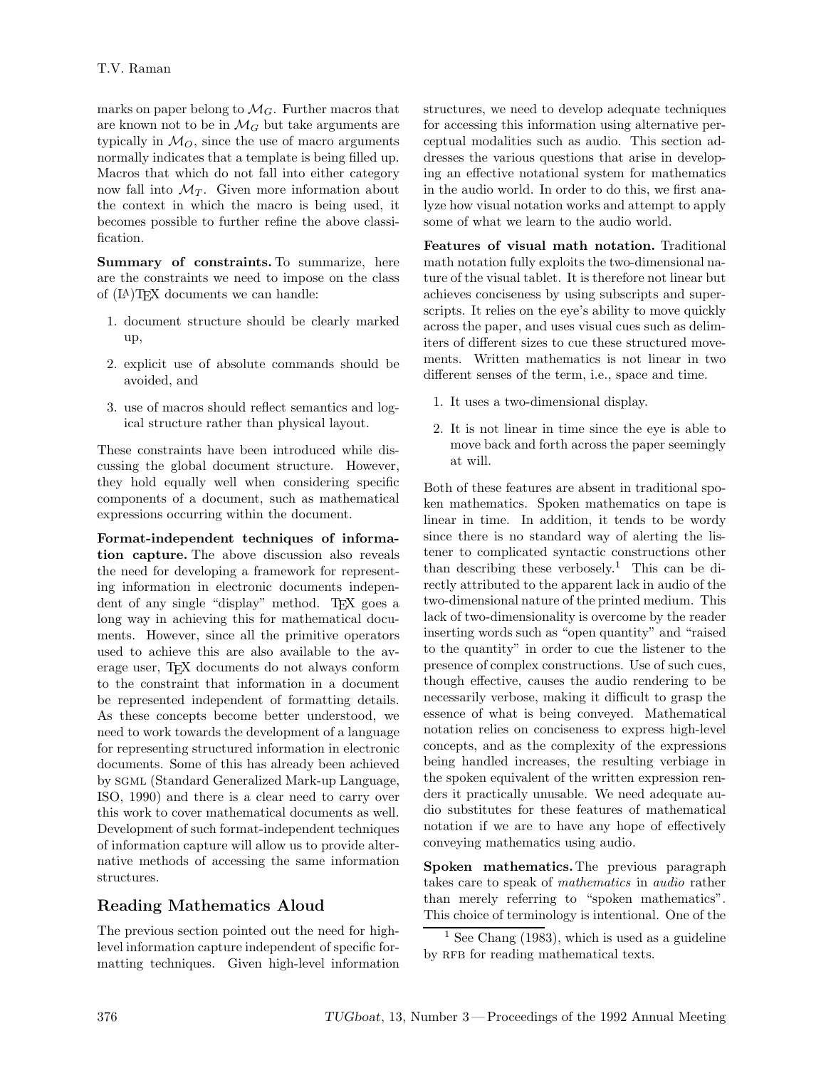marks on paper belong to $\mathcal{M}_G$. Further macros that are known not to be in $\mathcal{M}_G$ but take arguments are typically in $\mathcal{M}_O$, since the use of macro arguments normally indicates that a template is being filled up. Macros that which do not fall into either category now fall into $\mathcal{M}_T$. Given more information about the context in which the macro is being used, it becomes possible to further refine the above classification.

**Summary of constraints.** To summarize, here are the constraints we need to impose on the class of (LA)TEX documents we can handle:

1. document structure should be clearly marked up,
2. explicit use of absolute commands should be avoided, and
3. use of macros should reflect semantics and logical structure rather than physical layout.

These constraints have been introduced while discussing the global document structure. However, they hold equally well when considering specific components of a document, such as mathematical expressions occurring within the document.

**Format-independent techniques of information capture.** The above discussion also reveals the need for developing a framework for representing information in electronic documents independent of any single "display" method. TEX goes a long way in achieving this for mathematical documents. However, since all the primitive operators used to achieve this are also available to the average user, TEX documents do not always conform to the constraint that information in a document be represented independent of formatting details. As these concepts become better understood, we need to work towards the development of a language for representing structured information in electronic documents. Some of this has already been achieved by SGML (Standard Generalized Mark-up Language, ISO, 1990) and there is a clear need to carry over this work to cover mathematical documents as well. Development of such format-independent techniques of information capture will allow us to provide alternative methods of accessing the same information structures.

## Reading Mathematics Aloud

The previous section pointed out the need for high-level information capture independent of specific formatting techniques. Given high-level information structures, we need to develop adequate techniques for accessing this information using alternative perceptual modalities such as audio. This section addresses the various questions that arise in developing an effective notational system for mathematics in the audio world. In order to do this, we first analyze how visual notation works and attempt to apply some of what we learn to the audio world.

**Features of visual math notation.** Traditional math notation fully exploits the two-dimensional nature of the visual tablet. It is therefore not linear but achieves conciseness by using subscripts and superscripts. It relies on the eye's ability to move quickly across the paper, and uses visual cues such as delimiters of different sizes to cue these structured movements. Written mathematics is not linear in two different senses of the term, i.e., space and time.

1. It uses a two-dimensional display.
2. It is not linear in time since the eye is able to move back and forth across the paper seemingly at will.

Both of these features are absent in traditional spoken mathematics. Spoken mathematics on tape is linear in time. In addition, it tends to be wordy since there is no standard way of alerting the listener to complicated syntactic constructions other than describing these verbosely.[1] This can be directly attributed to the apparent lack in audio of the two-dimensional nature of the printed medium. This lack of two-dimensionality is overcome by the reader inserting words such as "open quantity" and "raised to the quantity" in order to cue the listener to the presence of complex constructions. Use of such cues, though effective, causes the audio rendering to be necessarily verbose, making it difficult to grasp the essence of what is being conveyed. Mathematical notation relies on conciseness to express high-level concepts, and as the complexity of the expressions being handled increases, the resulting verbiage in the spoken equivalent of the written expression renders it practically unusable. We need adequate audio substitutes for these features of mathematical notation if we are to have any hope of effectively conveying mathematics using audio.

**Spoken mathematics.** The previous paragraph takes care to speak of *mathematics* in *audio* rather than merely referring to "spoken mathematics". This choice of terminology is intentional. One of the

[1] See Chang (1983), which is used as a guideline by RFB for reading mathematical texts.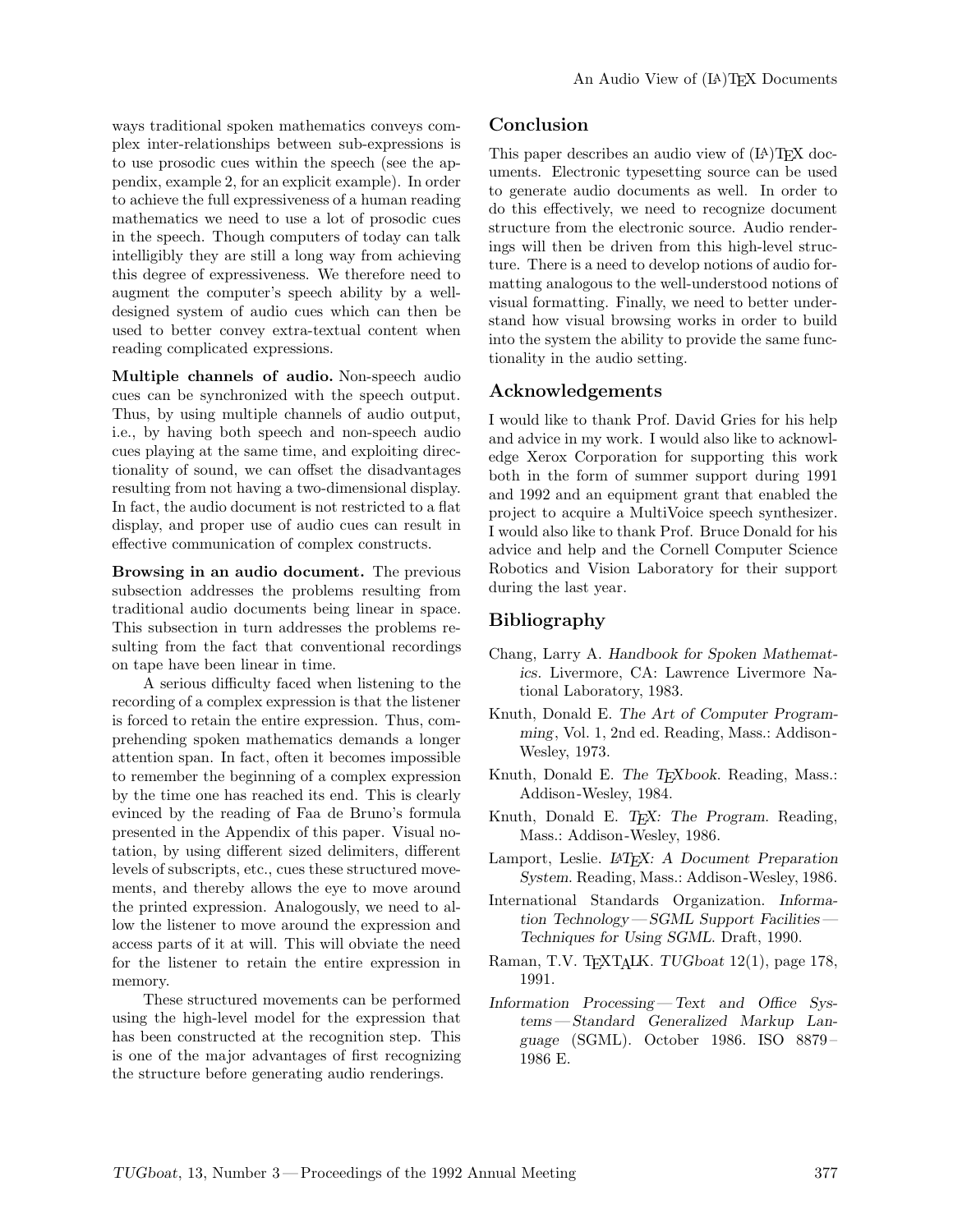ways traditional spoken mathematics conveys complex inter-relationships between sub-expressions is to use prosodic cues within the speech (see the appendix, example 2, for an explicit example). In order to achieve the full expressiveness of a human reading mathematics we need to use a lot of prosodic cues in the speech. Though computers of today can talk intelligibly they are still a long way from achieving this degree of expressiveness. We therefore need to augment the computer's speech ability by a well-designed system of audio cues which can then be used to better convey extra-textual content when reading complicated expressions.

**Multiple channels of audio.** Non-speech audio cues can be synchronized with the speech output. Thus, by using multiple channels of audio output, i.e., by having both speech and non-speech audio cues playing at the same time, and exploiting directionality of sound, we can offset the disadvantages resulting from not having a two-dimensional display. In fact, the audio document is not restricted to a flat display, and proper use of audio cues can result in effective communication of complex constructs.

**Browsing in an audio document.** The previous subsection addresses the problems resulting from traditional audio documents being linear in space. This subsection in turn addresses the problems resulting from the fact that conventional recordings on tape have been linear in time.

A serious difficulty faced when listening to the recording of a complex expression is that the listener is forced to retain the entire expression. Thus, comprehending spoken mathematics demands a longer attention span. In fact, often it becomes impossible to remember the beginning of a complex expression by the time one has reached its end. This is clearly evinced by the reading of Faa de Bruno's formula presented in the Appendix of this paper. Visual notation, by using different sized delimiters, different levels of subscripts, etc., cues these structured movements, and thereby allows the eye to move around the printed expression. Analogously, we need to allow the listener to move around the expression and access parts of it at will. This will obviate the need for the listener to retain the entire expression in memory.

These structured movements can be performed using the high-level model for the expression that has been constructed at the recognition step. This is one of the major advantages of first recognizing the structure before generating audio renderings.

## Conclusion

This paper describes an audio view of (LA)TEX documents. Electronic typesetting source can be used to generate audio documents as well. In order to do this effectively, we need to recognize document structure from the electronic source. Audio renderings will then be driven from this high-level structure. There is a need to develop notions of audio formatting analogous to the well-understood notions of visual formatting. Finally, we need to better understand how visual browsing works in order to build into the system the ability to provide the same functionality in the audio setting.

## Acknowledgements

I would like to thank Prof. David Gries for his help and advice in my work. I would also like to acknowledge Xerox Corporation for supporting this work both in the form of summer support during 1991 and 1992 and an equipment grant that enabled the project to acquire a MultiVoice speech synthesizer. I would also like to thank Prof. Bruce Donald for his advice and help and the Cornell Computer Science Robotics and Vision Laboratory for their support during the last year.

## Bibliography

- Chang, Larry A. *Handbook for Spoken Mathematics.* Livermore, CA: Lawrence Livermore National Laboratory, 1983.
- Knuth, Donald E. *The Art of Computer Programming*, Vol. 1, 2nd ed. Reading, Mass.: Addison-Wesley, 1973.
- Knuth, Donald E. *The TEXbook.* Reading, Mass.: Addison-Wesley, 1984.
- Knuth, Donald E. *TEX: The Program.* Reading, Mass.: Addison-Wesley, 1986.
- Lamport, Leslie. *LATEX: A Document Preparation System.* Reading, Mass.: Addison-Wesley, 1986.
- International Standards Organization. *Information Technology — SGML Support Facilities — Techniques for Using SGML.* Draft, 1990.
- Raman, T.V. TEXTALK. *TUGboat* 12(1), page 178, 1991.
- *Information Processing — Text and Office Systems — Standard Generalized Markup Language* (SGML). October 1986. ISO 8879–1986 E.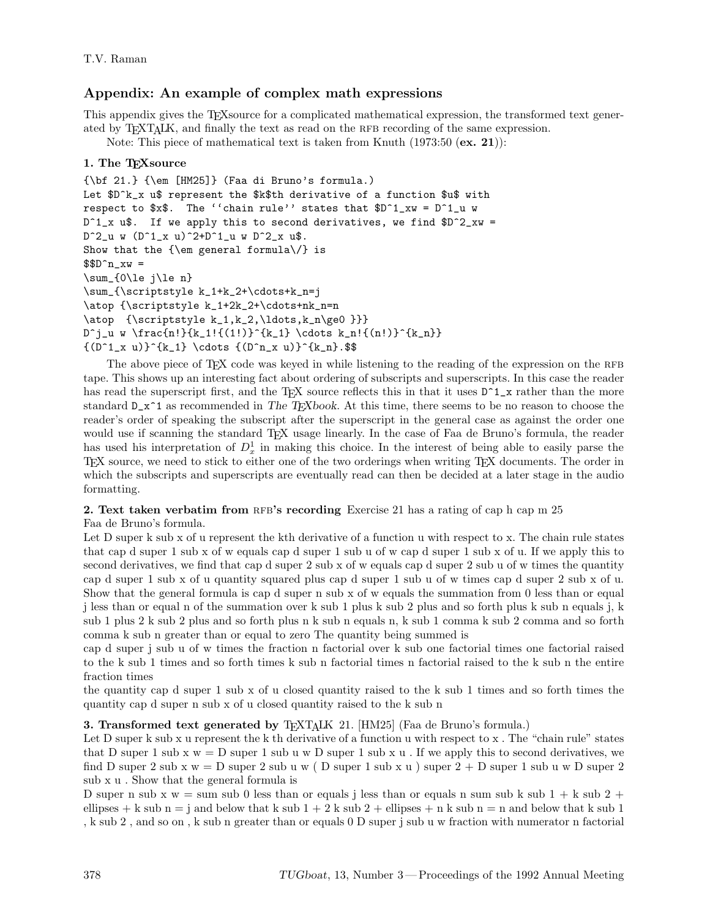## Appendix: An example of complex math expressions

This appendix gives the TEXsource for a complicated mathematical expression, the transformed text generated by TEXTALK, and finally the text as read on the RFB recording of the same expression.

Note: This piece of mathematical text is taken from Knuth (1973:50 (**ex. 21**)):

### 1. The TEXsource

```
{\bf 21.} {\em [HM25]} (Faa di Bruno's formula.)
Let $D^k_x u$ represent the $k$th derivative of a function $u$ with
respect to $x$.  The ''chain rule'' states that $D^1_xw = D^1_u w
D^1_x u$.  If we apply this to second derivatives, we find $D^2_xw =
D^2_u w (D^1_x u)^2+D^1_u w D^2_x u$.
Show that the {\em general formula\/} is
$$D^n_xw =
\sum_{0\le j\le n}
\sum_{\scriptstyle k_1+k_2+\cdots+k_n=j
\atop {\scriptstyle k_1+2k_2+\cdots+nk_n=n
\atop  {\scriptstyle k_1,k_2,\ldots,k_n\ge0 }}}
D^j_u w \frac{n!}{k_1!{(1!)}^{k_1} \cdots k_n!{(n!)}^{k_n}}
{(D^1_x u)}^{k_1} \cdots {(D^n_x u)}^{k_n}.$$
```

The above piece of TEX code was keyed in while listening to the reading of the expression on the RFB tape. This shows up an interesting fact about ordering of subscripts and superscripts. In this case the reader has read the superscript first, and the TEX source reflects this in that it uses `D^1_x` rather than the more standard `D_x^1` as recommended in *The TEXbook*. At this time, there seems to be no reason to choose the reader's order of speaking the subscript after the superscript in the general case as against the order one would use if scanning the standard TEX usage linearly. In the case of Faa de Bruno's formula, the reader has used his interpretation of $D^1_x$ in making this choice. In the interest of being able to easily parse the TEX source, we need to stick to either one of the two orderings when writing TEX documents. The order in which the subscripts and superscripts are eventually read can then be decided at a later stage in the audio formatting.

**2. Text taken verbatim from RFB's recording** Exercise 21 has a rating of cap h cap m 25
Faa de Bruno's formula.
Let D super k sub x of u represent the kth derivative of a function u with respect to x. The chain rule states that cap d super 1 sub x of w equals cap d super 1 sub u of w cap d super 1 sub x of u. If we apply this to second derivatives, we find that cap d super 2 sub x of w equals cap d super 2 sub u of w times the quantity cap d super 1 sub x of u quantity squared plus cap d super 1 sub u of w times cap d super 2 sub x of u. Show that the general formula is cap d super n sub x of w equals the summation from 0 less than or equal j less than or equal n of the summation over k sub 1 plus k sub 2 plus and so forth plus k sub n equals j, k sub 1 plus 2 k sub 2 plus and so forth plus n k sub n equals n, k sub 1 comma k sub 2 comma and so forth comma k sub n greater than or equal to zero The quantity being summed is
cap d super j sub u of w times the fraction n factorial over k sub one factorial times one factorial raised to the k sub 1 times and so forth times k sub n factorial times n factorial raised to the k sub n the entire fraction times
the quantity cap d super 1 sub x of u closed quantity raised to the k sub 1 times and so forth times the quantity cap d super n sub x of u closed quantity raised to the k sub n

**3. Transformed text generated by** TEXTALK 21. [HM25] (Faa de Bruno's formula.)
Let D super k sub x u represent the k th derivative of a function u with respect to x . The "chain rule" states that D super 1 sub x w = D super 1 sub u w D super 1 sub x u . If we apply this to second derivatives, we find D super 2 sub x w = D super 2 sub u w ( D super 1 sub x u ) super 2 + D super 1 sub u w D super 2 sub x u . Show that the general formula is
D super n sub x w = sum sub 0 less than or equals j less than or equals n sum sub k sub 1 + k sub 2 + ellipses + k sub n = j and below that k sub 1 + 2 k sub 2 + ellipses + n k sub n = n and below that k sub 1 , k sub 2 , and so on , k sub n greater than or equals 0 D super j sub u w fraction with numerator n factorial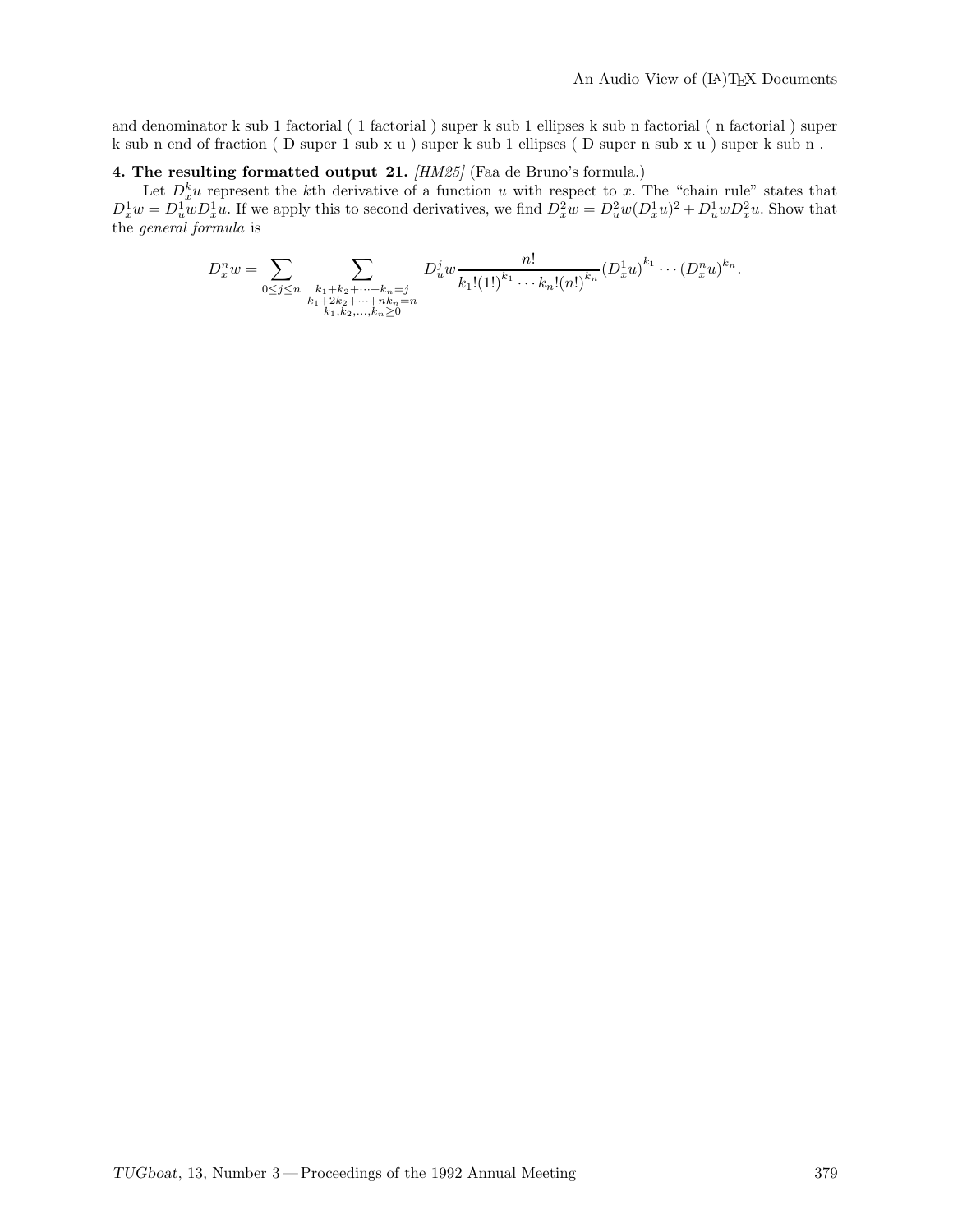and denominator k sub 1 factorial ( 1 factorial ) super k sub 1 ellipses k sub n factorial ( n factorial ) super k sub n end of fraction ( D super 1 sub x u ) super k sub 1 ellipses ( D super n sub x u ) super k sub n .

**4. The resulting formatted output 21.** *[HM25]* (Faa de Bruno's formula.)

Let $D_x^k u$ represent the $k$th derivative of a function $u$ with respect to $x$. The "chain rule" states that $D_x^1 w = D_u^1 w D_x^1 u$. If we apply this to second derivatives, we find $D_x^2 w = D_u^2 w (D_x^1 u)^2 + D_u^1 w D_x^2 u$. Show that the *general formula* is

$$D_x^n w = \sum_{0 \le j \le n} \sum_{\substack{k_1 + k_2 + \cdots + k_n = j \\ k_1 + 2k_2 + \cdots + nk_n = n \\ k_1, k_2, \ldots, k_n \ge 0}} D_u^j w \frac{n!}{k_1!(1!)^{k_1} \cdots k_n!(n!)^{k_n}} (D_x^1 u)^{k_1} \cdots (D_x^n u)^{k_n}.$$